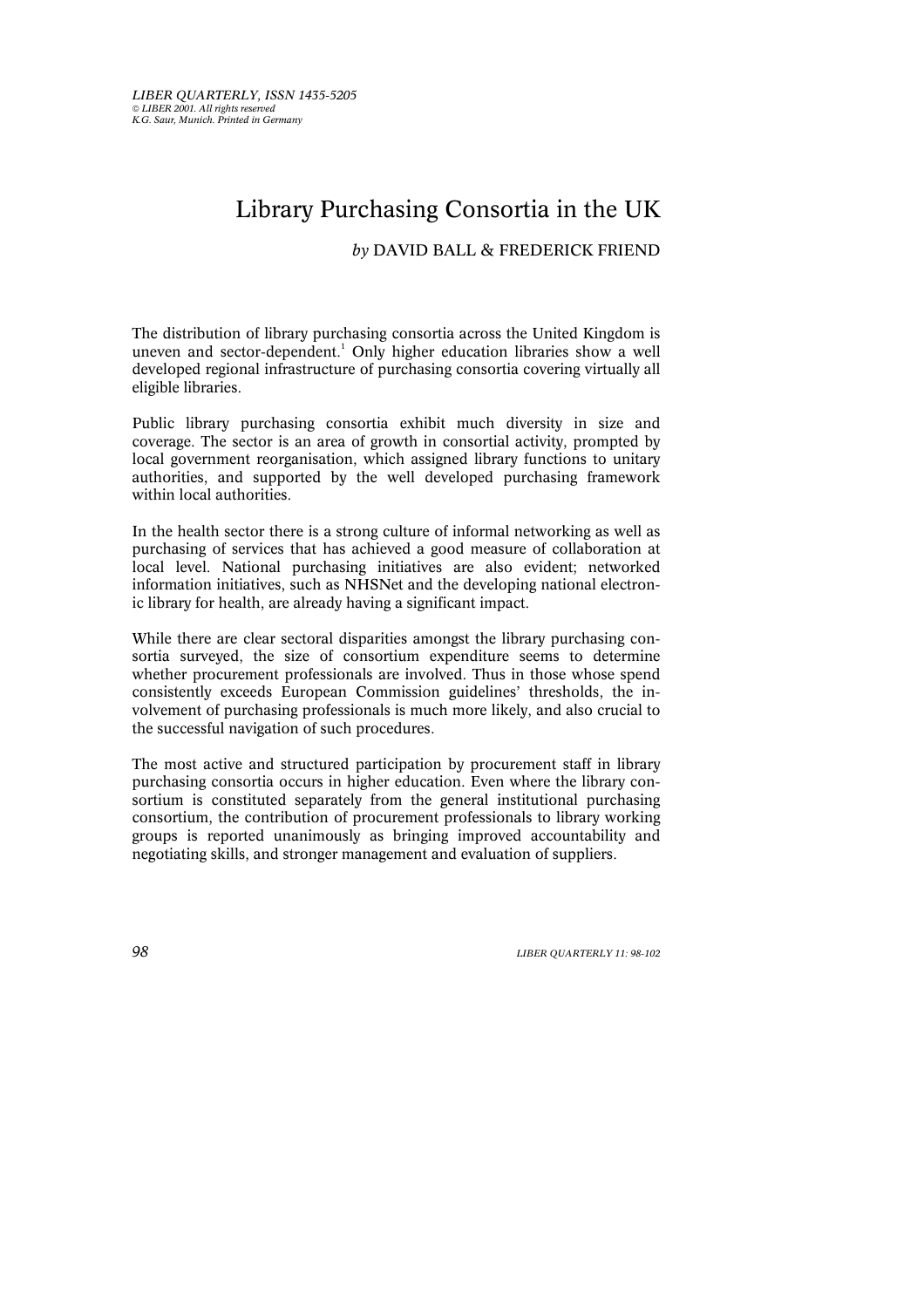# Library Purchasing Consortia in the UK

*by* DAVID BALL & FREDERICK FRIEND

The distribution of library purchasing consortia across the United Kingdom is uneven and sector-dependent.[1] Only higher education libraries show a well developed regional infrastructure of purchasing consortia covering virtually all eligible libraries.

Public library purchasing consortia exhibit much diversity in size and coverage. The sector is an area of growth in consortial activity, prompted by local government reorganisation, which assigned library functions to unitary authorities, and supported by the well developed purchasing framework within local authorities.

In the health sector there is a strong culture of informal networking as well as purchasing of services that has achieved a good measure of collaboration at local level. National purchasing initiatives are also evident; networked information initiatives, such as NHSNet and the developing national electronic library for health, are already having a significant impact.

While there are clear sectoral disparities amongst the library purchasing consortia surveyed, the size of consortium expenditure seems to determine whether procurement professionals are involved. Thus in those whose spend consistently exceeds European Commission guidelines' thresholds, the involvement of purchasing professionals is much more likely, and also crucial to the successful navigation of such procedures.

The most active and structured participation by procurement staff in library purchasing consortia occurs in higher education. Even where the library consortium is constituted separately from the general institutional purchasing consortium, the contribution of procurement professionals to library working groups is reported unanimously as bringing improved accountability and negotiating skills, and stronger management and evaluation of suppliers.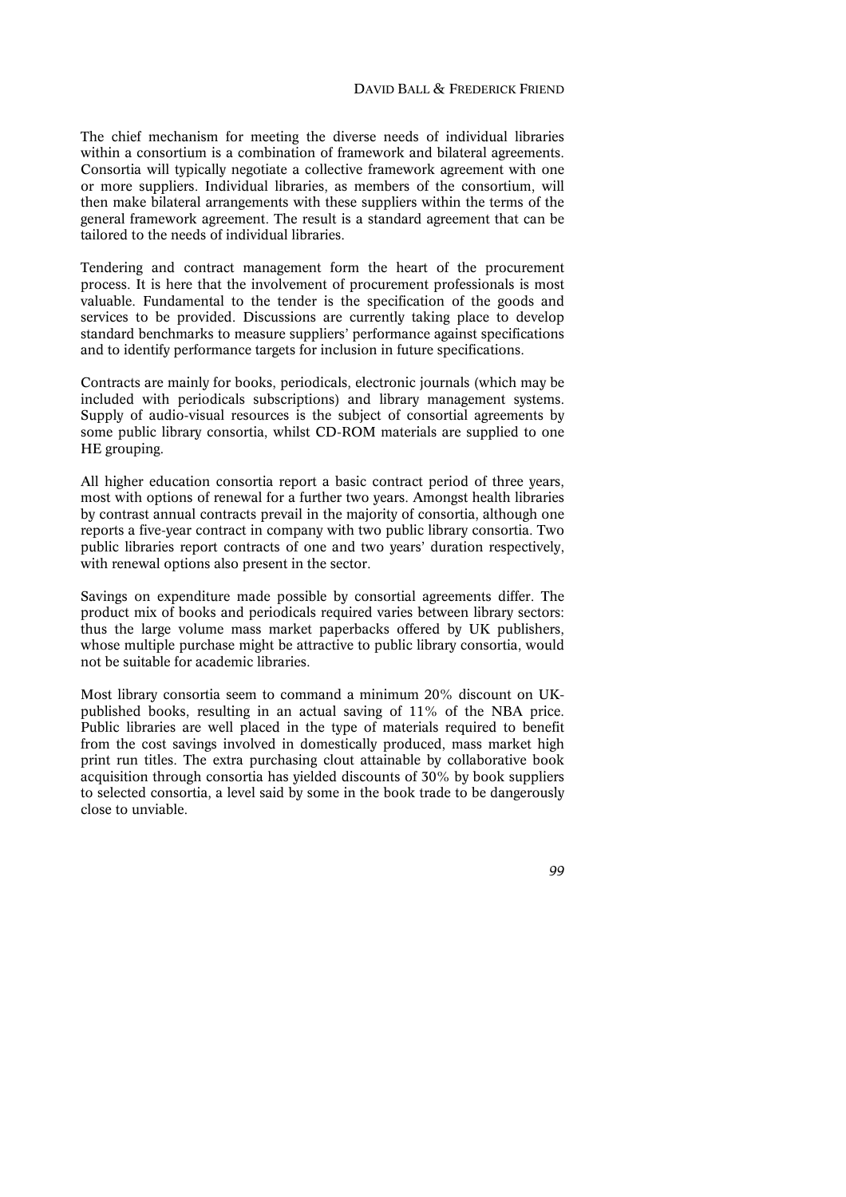The chief mechanism for meeting the diverse needs of individual libraries within a consortium is a combination of framework and bilateral agreements. Consortia will typically negotiate a collective framework agreement with one or more suppliers. Individual libraries, as members of the consortium, will then make bilateral arrangements with these suppliers within the terms of the general framework agreement. The result is a standard agreement that can be tailored to the needs of individual libraries.

Tendering and contract management form the heart of the procurement process. It is here that the involvement of procurement professionals is most valuable. Fundamental to the tender is the specification of the goods and services to be provided. Discussions are currently taking place to develop standard benchmarks to measure suppliers' performance against specifications and to identify performance targets for inclusion in future specifications.

Contracts are mainly for books, periodicals, electronic journals (which may be included with periodicals subscriptions) and library management systems. Supply of audio-visual resources is the subject of consortial agreements by some public library consortia, whilst CD-ROM materials are supplied to one HE grouping.

All higher education consortia report a basic contract period of three years, most with options of renewal for a further two years. Amongst health libraries by contrast annual contracts prevail in the majority of consortia, although one reports a five-year contract in company with two public library consortia. Two public libraries report contracts of one and two years' duration respectively, with renewal options also present in the sector.

Savings on expenditure made possible by consortial agreements differ. The product mix of books and periodicals required varies between library sectors: thus the large volume mass market paperbacks offered by UK publishers, whose multiple purchase might be attractive to public library consortia, would not be suitable for academic libraries.

Most library consortia seem to command a minimum 20% discount on UK-published books, resulting in an actual saving of 11% of the NBA price. Public libraries are well placed in the type of materials required to benefit from the cost savings involved in domestically produced, mass market high print run titles. The extra purchasing clout attainable by collaborative book acquisition through consortia has yielded discounts of 30% by book suppliers to selected consortia, a level said by some in the book trade to be dangerously close to unviable.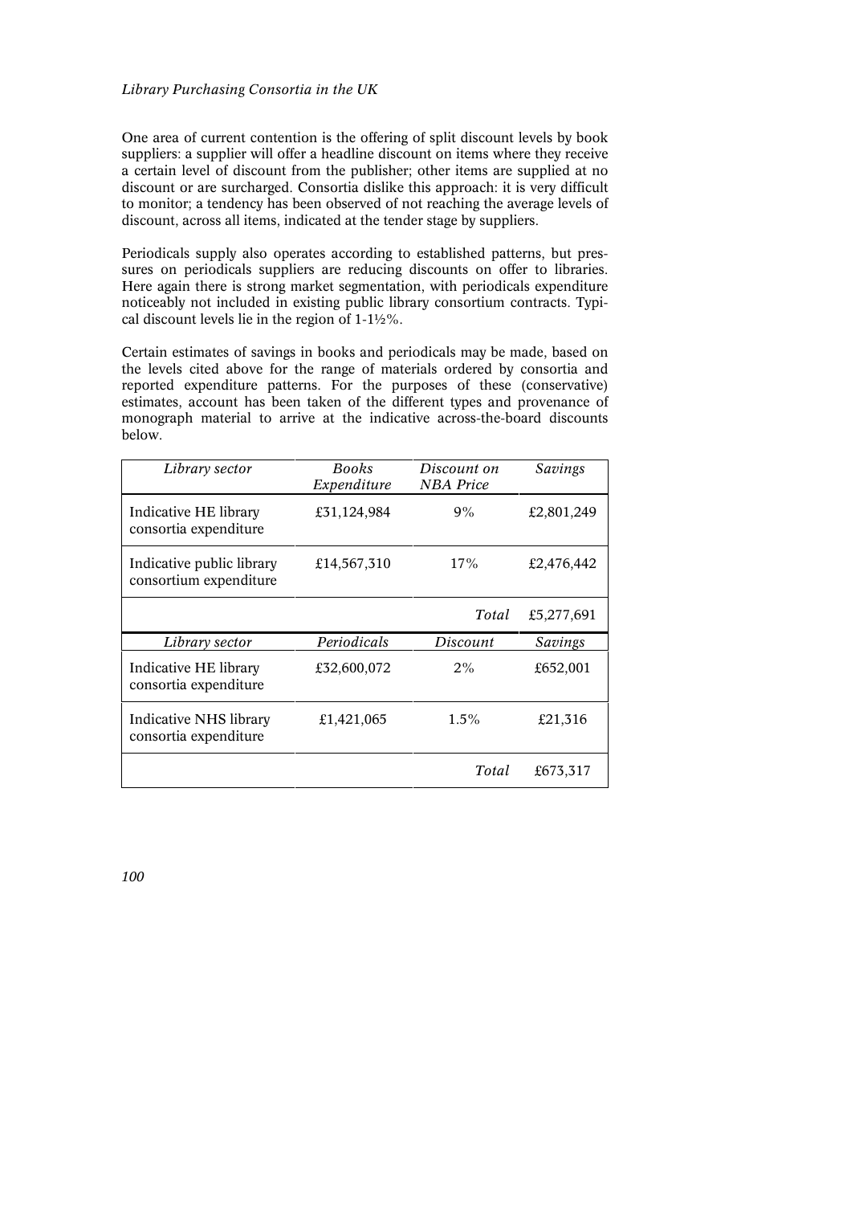One area of current contention is the offering of split discount levels by book suppliers: a supplier will offer a headline discount on items where they receive a certain level of discount from the publisher; other items are supplied at no discount or are surcharged. Consortia dislike this approach: it is very difficult to monitor; a tendency has been observed of not reaching the average levels of discount, across all items, indicated at the tender stage by suppliers.

Periodicals supply also operates according to established patterns, but pressures on periodicals suppliers are reducing discounts on offer to libraries. Here again there is strong market segmentation, with periodicals expenditure noticeably not included in existing public library consortium contracts. Typical discount levels lie in the region of 1-1½%.

Certain estimates of savings in books and periodicals may be made, based on the levels cited above for the range of materials ordered by consortia and reported expenditure patterns. For the purposes of these (conservative) estimates, account has been taken of the different types and provenance of monograph material to arrive at the indicative across-the-board discounts below.

| *Library sector* | *Books Expenditure* | *Discount on NBA Price* | *Savings* |
|---|---|---|---|
| Indicative HE library consortia expenditure | £31,124,984 | 9% | £2,801,249 |
| Indicative public library consortium expenditure | £14,567,310 | 17% | £2,476,442 |
| | | *Total* | £5,277,691 |
| *Library sector* | *Periodicals* | *Discount* | *Savings* |
| Indicative HE library consortia expenditure | £32,600,072 | 2% | £652,001 |
| Indicative NHS library consortia expenditure | £1,421,065 | 1.5% | £21,316 |
| | | *Total* | £673,317 |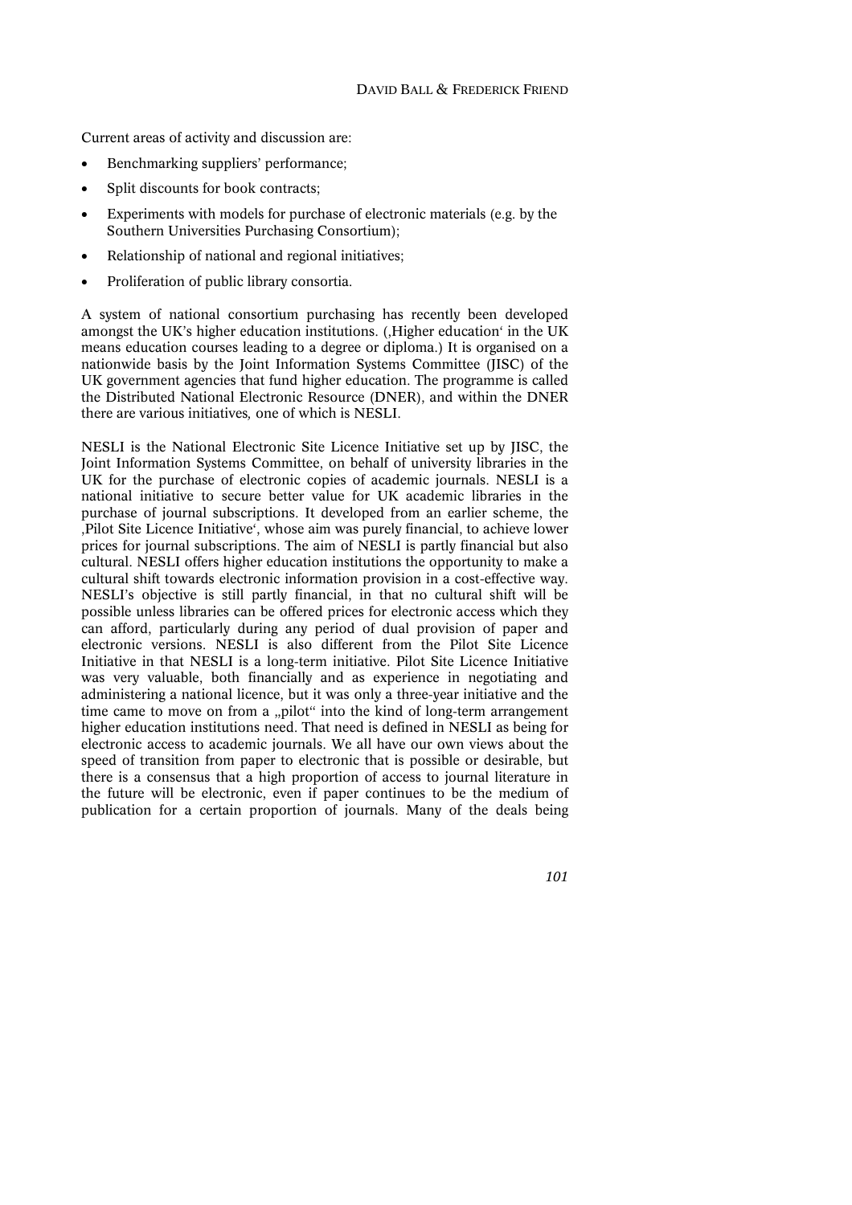Current areas of activity and discussion are:

- Benchmarking suppliers' performance;
- Split discounts for book contracts;
- Experiments with models for purchase of electronic materials (e.g. by the Southern Universities Purchasing Consortium);
- Relationship of national and regional initiatives;
- Proliferation of public library consortia.

A system of national consortium purchasing has recently been developed amongst the UK's higher education institutions. (‚Higher education' in the UK means education courses leading to a degree or diploma.) It is organised on a nationwide basis by the Joint Information Systems Committee (JISC) of the UK government agencies that fund higher education. The programme is called the Distributed National Electronic Resource (DNER), and within the DNER there are various initiatives, one of which is NESLI.

NESLI is the National Electronic Site Licence Initiative set up by JISC, the Joint Information Systems Committee, on behalf of university libraries in the UK for the purchase of electronic copies of academic journals. NESLI is a national initiative to secure better value for UK academic libraries in the purchase of journal subscriptions. It developed from an earlier scheme, the ‚Pilot Site Licence Initiative', whose aim was purely financial, to achieve lower prices for journal subscriptions. The aim of NESLI is partly financial but also cultural. NESLI offers higher education institutions the opportunity to make a cultural shift towards electronic information provision in a cost-effective way. NESLI's objective is still partly financial, in that no cultural shift will be possible unless libraries can be offered prices for electronic access which they can afford, particularly during any period of dual provision of paper and electronic versions. NESLI is also different from the Pilot Site Licence Initiative in that NESLI is a long-term initiative. Pilot Site Licence Initiative was very valuable, both financially and as experience in negotiating and administering a national licence, but it was only a three-year initiative and the time came to move on from a „pilot" into the kind of long-term arrangement higher education institutions need. That need is defined in NESLI as being for electronic access to academic journals. We all have our own views about the speed of transition from paper to electronic that is possible or desirable, but there is a consensus that a high proportion of access to journal literature in the future will be electronic, even if paper continues to be the medium of publication for a certain proportion of journals. Many of the deals being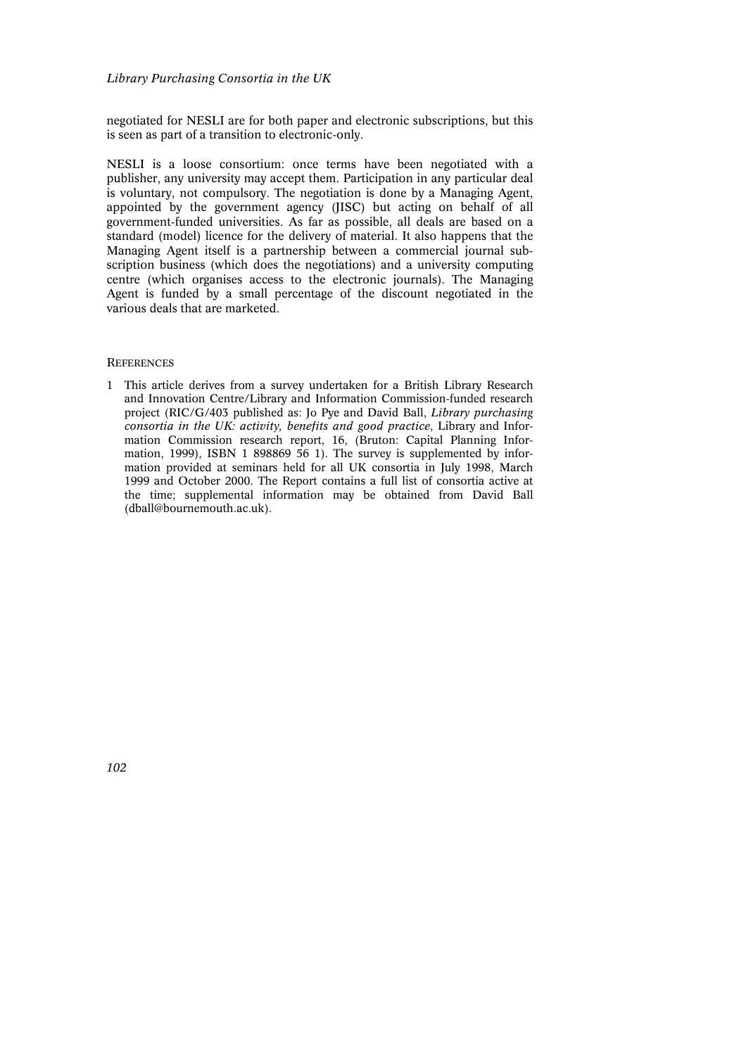negotiated for NESLI are for both paper and electronic subscriptions, but this is seen as part of a transition to electronic-only.

NESLI is a loose consortium: once terms have been negotiated with a publisher, any university may accept them. Participation in any particular deal is voluntary, not compulsory. The negotiation is done by a Managing Agent, appointed by the government agency (JISC) but acting on behalf of all government-funded universities. As far as possible, all deals are based on a standard (model) licence for the delivery of material. It also happens that the Managing Agent itself is a partnership between a commercial journal subscription business (which does the negotiations) and a university computing centre (which organises access to the electronic journals). The Managing Agent is funded by a small percentage of the discount negotiated in the various deals that are marketed.

## REFERENCES

1 This article derives from a survey undertaken for a British Library Research and Innovation Centre/Library and Information Commission-funded research project (RIC/G/403 published as: Jo Pye and David Ball, *Library purchasing consortia in the UK: activity, benefits and good practice*, Library and Information Commission research report, 16, (Bruton: Capital Planning Information, 1999), ISBN 1 898869 56 1). The survey is supplemented by information provided at seminars held for all UK consortia in July 1998, March 1999 and October 2000. The Report contains a full list of consortia active at the time; supplemental information may be obtained from David Ball (dball@bournemouth.ac.uk).